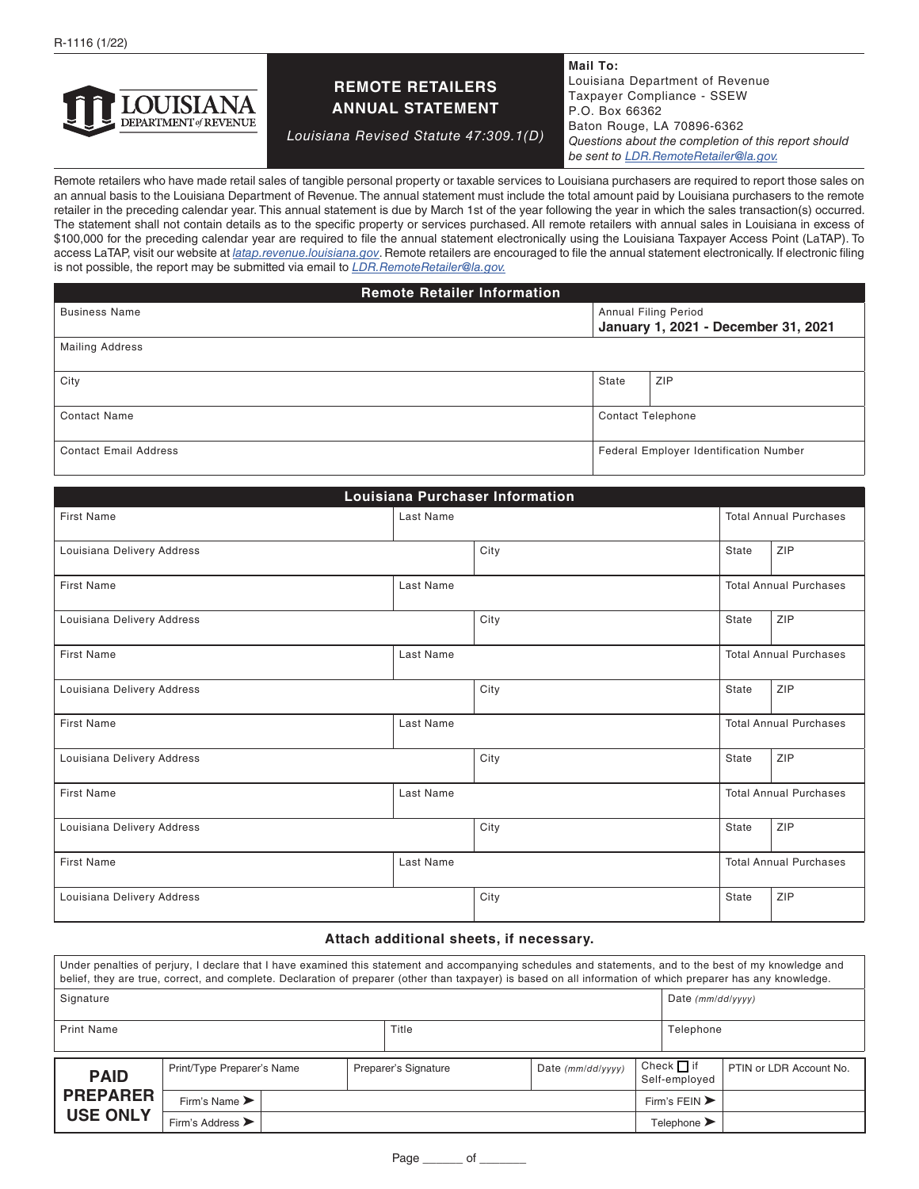R-1116 (1/22)

LOUISIANA DEPARTMENT of REVENUE

# REMOTE RETAILERS ANNUAL STATEMENT

*Louisiana Revised Statute 47:309.1(D)*

**Mail To:**
Louisiana Department of Revenue
Taxpayer Compliance - SSEW
P.O. Box 66362
Baton Rouge, LA 70896-6362
*Questions about the completion of this report should be sent to LDR.RemoteRetailer@la.gov.*

Remote retailers who have made retail sales of tangible personal property or taxable services to Louisiana purchasers are required to report those sales on an annual basis to the Louisiana Department of Revenue. The annual statement must include the total amount paid by Louisiana purchasers to the remote retailer in the preceding calendar year. This annual statement is due by March 1st of the year following the year in which the sales transaction(s) occurred. The statement shall not contain details as to the specific property or services purchased. All remote retailers with annual sales in Louisiana in excess of $100,000 for the preceding calendar year are required to file the annual statement electronically using the Louisiana Taxpayer Access Point (LaTAP). To access LaTAP, visit our website at *latap.revenue.louisiana.gov*. Remote retailers are encouraged to file the annual statement electronically. If electronic filing is not possible, the report may be submitted via email to *LDR.RemoteRetailer@la.gov.*

## Remote Retailer Information

| Business Name | Annual Filing Period **January 1, 2021 - December 31, 2021** | |
|---|---|---|
| Mailing Address | | |
| City | State | ZIP |
| Contact Name | Contact Telephone | |
| Contact Email Address | Federal Employer Identification Number | |

## Louisiana Purchaser Information

| First Name | Last Name | | Total Annual Purchases | |
|---|---|---|---|---|
| Louisiana Delivery Address | | City | State | ZIP |
| First Name | Last Name | | Total Annual Purchases | |
| Louisiana Delivery Address | | City | State | ZIP |
| First Name | Last Name | | Total Annual Purchases | |
| Louisiana Delivery Address | | City | State | ZIP |
| First Name | Last Name | | Total Annual Purchases | |
| Louisiana Delivery Address | | City | State | ZIP |
| First Name | Last Name | | Total Annual Purchases | |
| Louisiana Delivery Address | | City | State | ZIP |
| First Name | Last Name | | Total Annual Purchases | |
| Louisiana Delivery Address | | City | State | ZIP |

**Attach additional sheets, if necessary.**

Under penalties of perjury, I declare that I have examined this statement and accompanying schedules and statements, and to the best of my knowledge and belief, they are true, correct, and complete. Declaration of preparer (other than taxpayer) is based on all information of which preparer has any knowledge.

| Signature | | Date *(mm/dd/yyyy)* |
|---|---|---|
| Print Name | Title | Telephone |

| **PAID PREPARER USE ONLY** | Print/Type Preparer's Name | Preparer's Signature | Date *(mm/dd/yyyy)* | Check ☐ if Self-employed | PTIN or LDR Account No. |
|---|---|---|---|---|---|
| | Firm's Name ➤ | | | Firm's FEIN ➤ | |
| | Firm's Address ➤ | | | Telephone ➤ | |

Page ______ of _______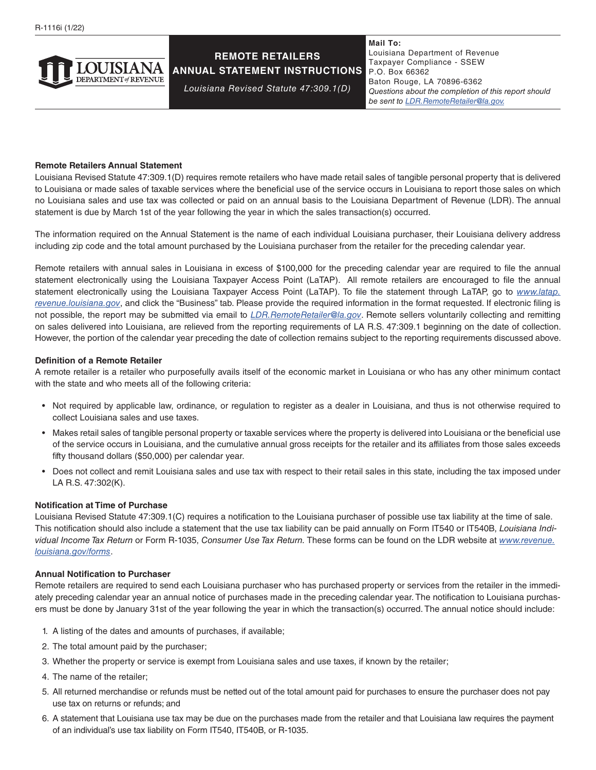R-1116i (1/22)

# REMOTE RETAILERS ANNUAL STATEMENT INSTRUCTIONS

*Louisiana Revised Statute 47:309.1(D)*

**Mail To:**
Louisiana Department of Revenue
Taxpayer Compliance - SSEW
P.O. Box 66362
Baton Rouge, LA 70896-6362
*Questions about the completion of this report should be sent to LDR.RemoteRetailer@la.gov.*

**Remote Retailers Annual Statement**

Louisiana Revised Statute 47:309.1(D) requires remote retailers who have made retail sales of tangible personal property that is delivered to Louisiana or made sales of taxable services where the beneficial use of the service occurs in Louisiana to report those sales on which no Louisiana sales and use tax was collected or paid on an annual basis to the Louisiana Department of Revenue (LDR). The annual statement is due by March 1st of the year following the year in which the sales transaction(s) occurred.

The information required on the Annual Statement is the name of each individual Louisiana purchaser, their Louisiana delivery address including zip code and the total amount purchased by the Louisiana purchaser from the retailer for the preceding calendar year.

Remote retailers with annual sales in Louisiana in excess of $100,000 for the preceding calendar year are required to file the annual statement electronically using the Louisiana Taxpayer Access Point (LaTAP). All remote retailers are encouraged to file the annual statement electronically using the Louisiana Taxpayer Access Point (LaTAP). To file the statement through LaTAP, go to *www.latap.revenue.louisiana.gov*, and click the "Business" tab. Please provide the required information in the format requested. If electronic filing is not possible, the report may be submitted via email to *LDR.RemoteRetailer@la.gov*. Remote sellers voluntarily collecting and remitting on sales delivered into Louisiana, are relieved from the reporting requirements of LA R.S. 47:309.1 beginning on the date of collection. However, the portion of the calendar year preceding the date of collection remains subject to the reporting requirements discussed above.

**Definition of a Remote Retailer**

A remote retailer is a retailer who purposefully avails itself of the economic market in Louisiana or who has any other minimum contact with the state and who meets all of the following criteria:

- Not required by applicable law, ordinance, or regulation to register as a dealer in Louisiana, and thus is not otherwise required to collect Louisiana sales and use taxes.
- Makes retail sales of tangible personal property or taxable services where the property is delivered into Louisiana or the beneficial use of the service occurs in Louisiana, and the cumulative annual gross receipts for the retailer and its affiliates from those sales exceeds fifty thousand dollars ($50,000) per calendar year.
- Does not collect and remit Louisiana sales and use tax with respect to their retail sales in this state, including the tax imposed under LA R.S. 47:302(K).

**Notification at Time of Purchase**

Louisiana Revised Statute 47:309.1(C) requires a notification to the Louisiana purchaser of possible use tax liability at the time of sale. This notification should also include a statement that the use tax liability can be paid annually on Form IT540 or IT540B, *Louisiana Individual Income Tax Return* or Form R-1035, *Consumer Use Tax Return.* These forms can be found on the LDR website at *www.revenue.louisiana.gov/forms*.

**Annual Notification to Purchaser**

Remote retailers are required to send each Louisiana purchaser who has purchased property or services from the retailer in the immediately preceding calendar year an annual notice of purchases made in the preceding calendar year. The notification to Louisiana purchasers must be done by January 31st of the year following the year in which the transaction(s) occurred. The annual notice should include:

1. A listing of the dates and amounts of purchases, if available;
2. The total amount paid by the purchaser;
3. Whether the property or service is exempt from Louisiana sales and use taxes, if known by the retailer;
4. The name of the retailer;
5. All returned merchandise or refunds must be netted out of the total amount paid for purchases to ensure the purchaser does not pay use tax on returns or refunds; and
6. A statement that Louisiana use tax may be due on the purchases made from the retailer and that Louisiana law requires the payment of an individual's use tax liability on Form IT540, IT540B, or R-1035.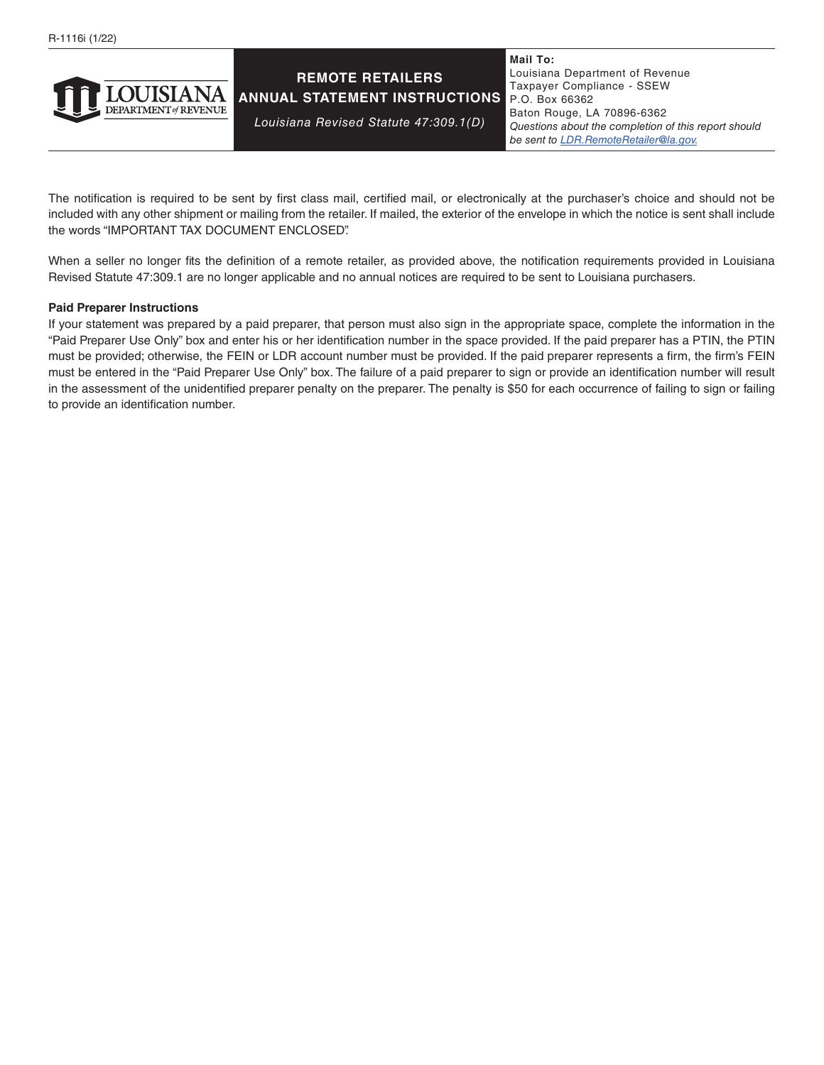R-1116i (1/22)

## REMOTE RETAILERS ANNUAL STATEMENT INSTRUCTIONS

*Louisiana Revised Statute 47:309.1(D)*

**Mail To:**
Louisiana Department of Revenue
Taxpayer Compliance - SSEW
P.O. Box 66362
Baton Rouge, LA 70896-6362
*Questions about the completion of this report should be sent to LDR.RemoteRetailer@la.gov.*

The notification is required to be sent by first class mail, certified mail, or electronically at the purchaser's choice and should not be included with any other shipment or mailing from the retailer. If mailed, the exterior of the envelope in which the notice is sent shall include the words "IMPORTANT TAX DOCUMENT ENCLOSED".

When a seller no longer fits the definition of a remote retailer, as provided above, the notification requirements provided in Louisiana Revised Statute 47:309.1 are no longer applicable and no annual notices are required to be sent to Louisiana purchasers.

**Paid Preparer Instructions**

If your statement was prepared by a paid preparer, that person must also sign in the appropriate space, complete the information in the "Paid Preparer Use Only" box and enter his or her identification number in the space provided. If the paid preparer has a PTIN, the PTIN must be provided; otherwise, the FEIN or LDR account number must be provided. If the paid preparer represents a firm, the firm's FEIN must be entered in the "Paid Preparer Use Only" box. The failure of a paid preparer to sign or provide an identification number will result in the assessment of the unidentified preparer penalty on the preparer. The penalty is $50 for each occurrence of failing to sign or failing to provide an identification number.